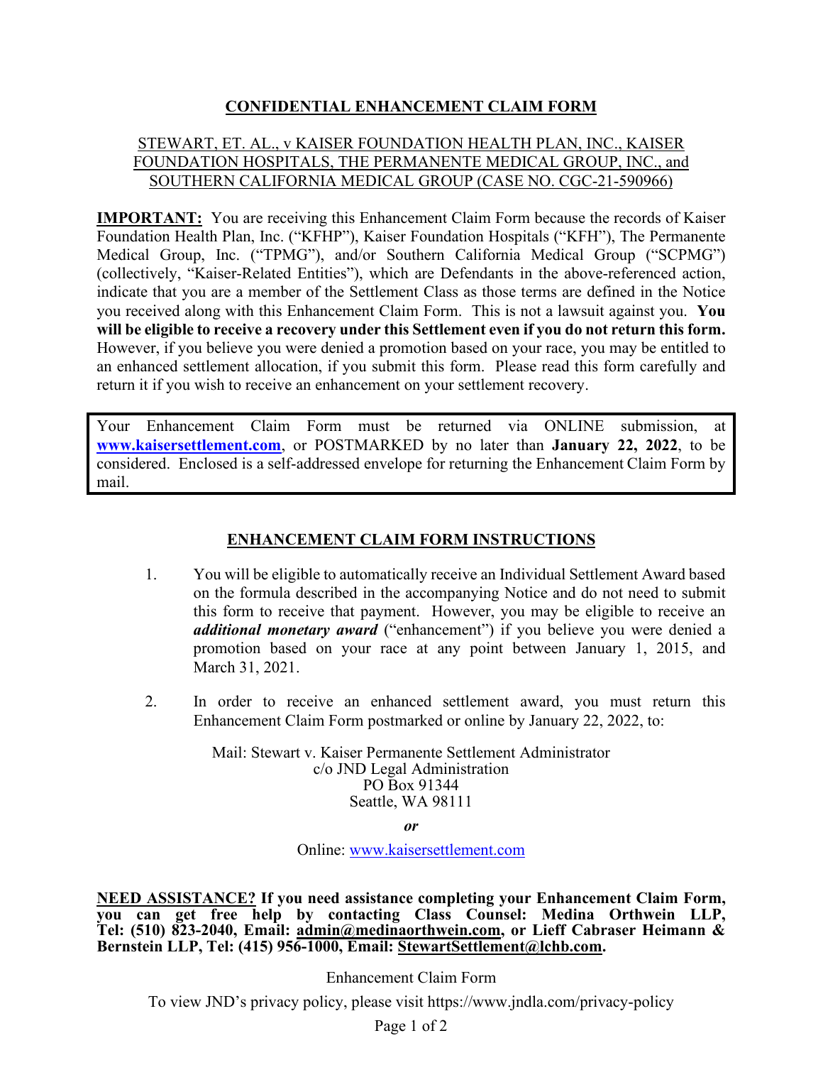# CONFIDENTIAL ENHANCEMENT CLAIM FORM

STEWART, ET. AL., v KAISER FOUNDATION HEALTH PLAN, INC., KAISER FOUNDATION HOSPITALS, THE PERMANENTE MEDICAL GROUP, INC., and SOUTHERN CALIFORNIA MEDICAL GROUP (CASE NO. CGC-21-590966)

**IMPORTANT:** You are receiving this Enhancement Claim Form because the records of Kaiser Foundation Health Plan, Inc. ("KFHP"), Kaiser Foundation Hospitals ("KFH"), The Permanente Medical Group, Inc. ("TPMG"), and/or Southern California Medical Group ("SCPMG") (collectively, "Kaiser-Related Entities"), which are Defendants in the above-referenced action, indicate that you are a member of the Settlement Class as those terms are defined in the Notice you received along with this Enhancement Claim Form. This is not a lawsuit against you. **You will be eligible to receive a recovery under this Settlement even if you do not return this form.** However, if you believe you were denied a promotion based on your race, you may be entitled to an enhanced settlement allocation, if you submit this form. Please read this form carefully and return it if you wish to receive an enhancement on your settlement recovery.

Your Enhancement Claim Form must be returned via ONLINE submission, at **www.kaisersettlement.com**, or POSTMARKED by no later than **January 22, 2022**, to be considered. Enclosed is a self-addressed envelope for returning the Enhancement Claim Form by mail.

## ENHANCEMENT CLAIM FORM INSTRUCTIONS

1. You will be eligible to automatically receive an Individual Settlement Award based on the formula described in the accompanying Notice and do not need to submit this form to receive that payment. However, you may be eligible to receive an ***additional monetary award*** ("enhancement") if you believe you were denied a promotion based on your race at any point between January 1, 2015, and March 31, 2021.

2. In order to receive an enhanced settlement award, you must return this Enhancement Claim Form postmarked or online by January 22, 2022, to:

   Mail: Stewart v. Kaiser Permanente Settlement Administrator
   c/o JND Legal Administration
   PO Box 91344
   Seattle, WA 98111

   ***or***

   Online: www.kaisersettlement.com

**NEED ASSISTANCE? If you need assistance completing your Enhancement Claim Form, you can get free help by contacting Class Counsel: Medina Orthwein LLP, Tel: (510) 823-2040, Email: admin@medinaorthwein.com, or Lieff Cabraser Heimann & Bernstein LLP, Tel: (415) 956-1000, Email: StewartSettlement@lchb.com.**

Enhancement Claim Form

To view JND's privacy policy, please visit https://www.jndla.com/privacy-policy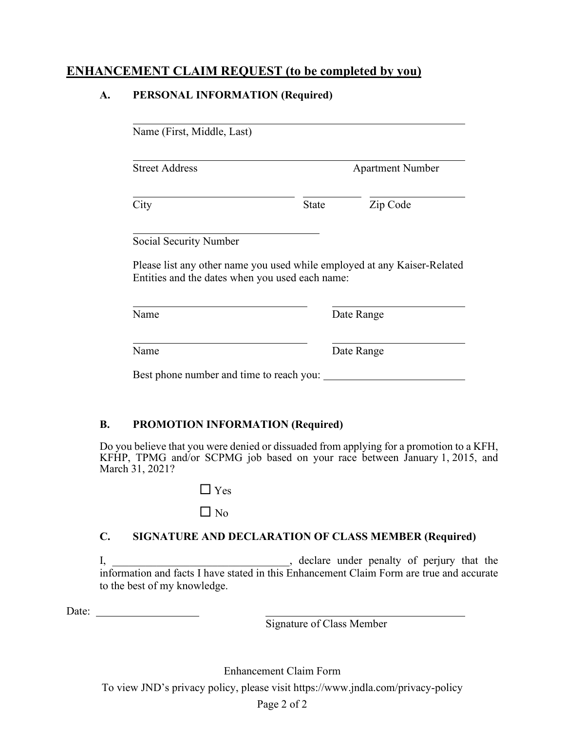## ENHANCEMENT CLAIM REQUEST (to be completed by you)

### A. PERSONAL INFORMATION (Required)

______________________________________________
Name (First, Middle, Last)

______________________________________________
Street Address Apartment Number

______________________ ________ ____________
City State Zip Code

__________________________
Social Security Number

Please list any other name you used while employed at any Kaiser-Related Entities and the dates when you used each name:

______________________ ____________________
Name Date Range

______________________ ____________________
Name Date Range

Best phone number and time to reach you: ____________________

### B. PROMOTION INFORMATION (Required)

Do you believe that you were denied or dissuaded from applying for a promotion to a KFH, KFHP, TPMG and/or SCPMG job based on your race between January 1, 2015, and March 31, 2021?

☐ Yes

☐ No

### C. SIGNATURE AND DECLARATION OF CLASS MEMBER (Required)

I, ______________________________, declare under penalty of perjury that the information and facts I have stated in this Enhancement Claim Form are true and accurate to the best of my knowledge.

Date: ________________ ______________________________
Signature of Class Member

Enhancement Claim Form

To view JND's privacy policy, please visit https://www.jndla.com/privacy-policy